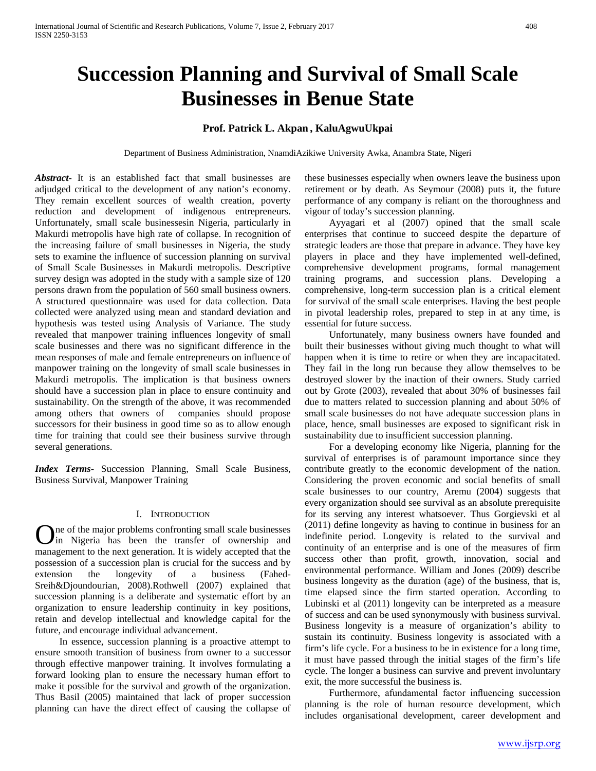# Succession Planning and Survival of Small Scale Businesses in Benue State

**Prof. Patrick L. Akpan , KaluAgwuUkpai**

Department of Business Administration, NnamdiAzikiwe University Awka, Anambra State, Nigeri

***Abstract-*** It is an established fact that small businesses are adjudged critical to the development of any nation's economy. They remain excellent sources of wealth creation, poverty reduction and development of indigenous entrepreneurs. Unfortunately, small scale businessesin Nigeria, particularly in Makurdi metropolis have high rate of collapse. In recognition of the increasing failure of small businesses in Nigeria, the study sets to examine the influence of succession planning on survival of Small Scale Businesses in Makurdi metropolis. Descriptive survey design was adopted in the study with a sample size of 120 persons drawn from the population of 560 small business owners. A structured questionnaire was used for data collection. Data collected were analyzed using mean and standard deviation and hypothesis was tested using Analysis of Variance. The study revealed that manpower training influences longevity of small scale businesses and there was no significant difference in the mean responses of male and female entrepreneurs on influence of manpower training on the longevity of small scale businesses in Makurdi metropolis. The implication is that business owners should have a succession plan in place to ensure continuity and sustainability. On the strength of the above, it was recommended among others that owners of companies should propose successors for their business in good time so as to allow enough time for training that could see their business survive through several generations.

***Index Terms-*** Succession Planning, Small Scale Business, Business Survival, Manpower Training

## I. Introduction

One of the major problems confronting small scale businesses in Nigeria has been the transfer of ownership and management to the next generation. It is widely accepted that the possession of a succession plan is crucial for the success and by extension the longevity of a business (Fahed-Sreih&Djoundourian, 2008).Rothwell (2007) explained that succession planning is a deliberate and systematic effort by an organization to ensure leadership continuity in key positions, retain and develop intellectual and knowledge capital for the future, and encourage individual advancement.

In essence, succession planning is a proactive attempt to ensure smooth transition of business from owner to a successor through effective manpower training. It involves formulating a forward looking plan to ensure the necessary human effort to make it possible for the survival and growth of the organization. Thus Basil (2005) maintained that lack of proper succession planning can have the direct effect of causing the collapse of these businesses especially when owners leave the business upon retirement or by death. As Seymour (2008) puts it, the future performance of any company is reliant on the thoroughness and vigour of today's succession planning.

Ayyagari et al (2007) opined that the small scale enterprises that continue to succeed despite the departure of strategic leaders are those that prepare in advance. They have key players in place and they have implemented well-defined, comprehensive development programs, formal management training programs, and succession plans. Developing a comprehensive, long-term succession plan is a critical element for survival of the small scale enterprises. Having the best people in pivotal leadership roles, prepared to step in at any time, is essential for future success.

Unfortunately, many business owners have founded and built their businesses without giving much thought to what will happen when it is time to retire or when they are incapacitated. They fail in the long run because they allow themselves to be destroyed slower by the inaction of their owners. Study carried out by Grote (2003), revealed that about 30% of businesses fail due to matters related to succession planning and about 50% of small scale businesses do not have adequate succession plans in place, hence, small businesses are exposed to significant risk in sustainability due to insufficient succession planning.

For a developing economy like Nigeria, planning for the survival of enterprises is of paramount importance since they contribute greatly to the economic development of the nation. Considering the proven economic and social benefits of small scale businesses to our country, Aremu (2004) suggests that every organization should see survival as an absolute prerequisite for its serving any interest whatsoever. Thus Gorgievski et al (2011) define longevity as having to continue in business for an indefinite period. Longevity is related to the survival and continuity of an enterprise and is one of the measures of firm success other than profit, growth, innovation, social and environmental performance. William and Jones (2009) describe business longevity as the duration (age) of the business, that is, time elapsed since the firm started operation. According to Lubinski et al (2011) longevity can be interpreted as a measure of success and can be used synonymously with business survival. Business longevity is a measure of organization's ability to sustain its continuity. Business longevity is associated with a firm's life cycle. For a business to be in existence for a long time, it must have passed through the initial stages of the firm's life cycle. The longer a business can survive and prevent involuntary exit, the more successful the business is.

Furthermore, afundamental factor influencing succession planning is the role of human resource development, which includes organisational development, career development and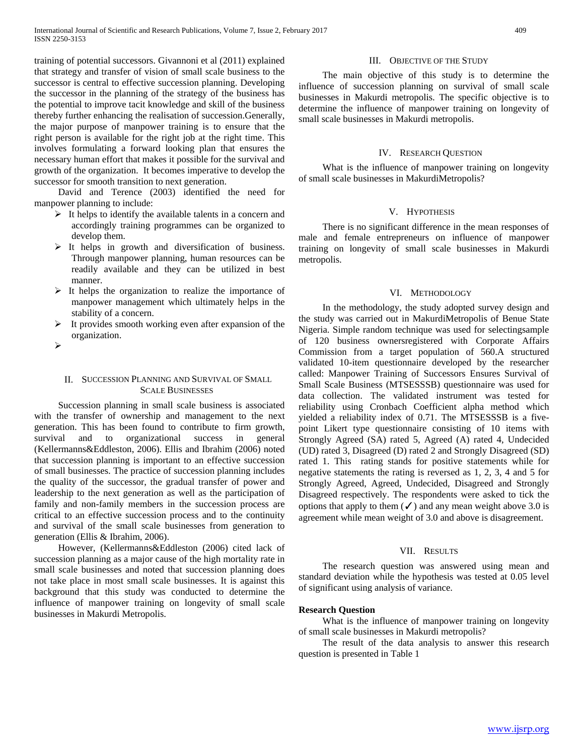training of potential successors. Givannoni et al (2011) explained that strategy and transfer of vision of small scale business to the successor is central to effective succession planning. Developing the successor in the planning of the strategy of the business has the potential to improve tacit knowledge and skill of the business thereby further enhancing the realisation of succession.Generally, the major purpose of manpower training is to ensure that the right person is available for the right job at the right time. This involves formulating a forward looking plan that ensures the necessary human effort that makes it possible for the survival and growth of the organization. It becomes imperative to develop the successor for smooth transition to next generation.

David and Terence (2003) identified the need for manpower planning to include:

- It helps to identify the available talents in a concern and accordingly training programmes can be organized to develop them.
- It helps in growth and diversification of business. Through manpower planning, human resources can be readily available and they can be utilized in best manner.
- It helps the organization to realize the importance of manpower management which ultimately helps in the stability of a concern.
- It provides smooth working even after expansion of the organization.
- 

## II. Succession Planning and Survival of Small Scale Businesses

Succession planning in small scale business is associated with the transfer of ownership and management to the next generation. This has been found to contribute to firm growth, survival and to organizational success in general (Kellermanns&Eddleston, 2006). Ellis and Ibrahim (2006) noted that succession planning is important to an effective succession of small businesses. The practice of succession planning includes the quality of the successor, the gradual transfer of power and leadership to the next generation as well as the participation of family and non-family members in the succession process are critical to an effective succession process and to the continuity and survival of the small scale businesses from generation to generation (Ellis & Ibrahim, 2006).

However, (Kellermanns&Eddleston (2006) cited lack of succession planning as a major cause of the high mortality rate in small scale businesses and noted that succession planning does not take place in most small scale businesses. It is against this background that this study was conducted to determine the influence of manpower training on longevity of small scale businesses in Makurdi Metropolis.

## III. Objective of the Study

The main objective of this study is to determine the influence of succession planning on survival of small scale businesses in Makurdi metropolis. The specific objective is to determine the influence of manpower training on longevity of small scale businesses in Makurdi metropolis.

## IV. Research Question

What is the influence of manpower training on longevity of small scale businesses in MakurdiMetropolis?

## V. Hypothesis

There is no significant difference in the mean responses of male and female entrepreneurs on influence of manpower training on longevity of small scale businesses in Makurdi metropolis.

## VI. Methodology

In the methodology, the study adopted survey design and the study was carried out in MakurdiMetropolis of Benue State Nigeria. Simple random technique was used for selectingsample of 120 business ownersregistered with Corporate Affairs Commission from a target population of 560.A structured validated 10-item questionnaire developed by the researcher called: Manpower Training of Successors Ensures Survival of Small Scale Business (MTSESSSB) questionnaire was used for data collection. The validated instrument was tested for reliability using Cronbach Coefficient alpha method which yielded a reliability index of 0.71. The MTSESSSB is a five-point Likert type questionnaire consisting of 10 items with Strongly Agreed (SA) rated 5, Agreed (A) rated 4, Undecided (UD) rated 3, Disagreed (D) rated 2 and Strongly Disagreed (SD) rated 1. This rating stands for positive statements while for negative statements the rating is reversed as 1, 2, 3, 4 and 5 for Strongly Agreed, Agreed, Undecided, Disagreed and Strongly Disagreed respectively. The respondents were asked to tick the options that apply to them (✓) and any mean weight above 3.0 is agreement while mean weight of 3.0 and above is disagreement.

## VII. Results

The research question was answered using mean and standard deviation while the hypothesis was tested at 0.05 level of significant using analysis of variance.

**Research Question**

What is the influence of manpower training on longevity of small scale businesses in Makurdi metropolis?

The result of the data analysis to answer this research question is presented in Table 1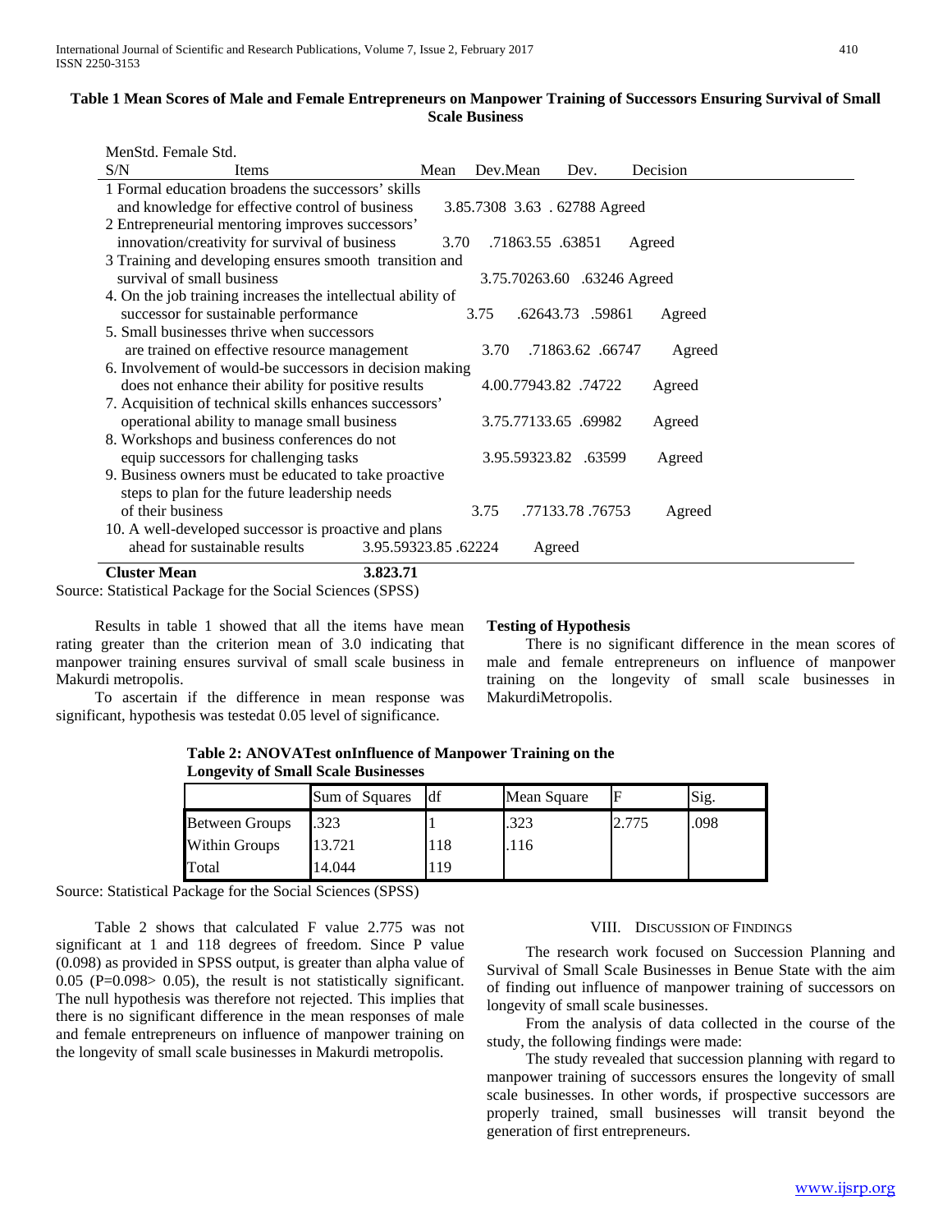**Table 1 Mean Scores of Male and Female Entrepreneurs on Manpower Training of Successors Ensuring Survival of Small Scale Business**

| S/N | Items | Men Mean | Std. Dev. | Female Mean | Std. Dev. | Decision |
|---|---|---|---|---|---|---|
| 1 | Formal education broadens the successors' skills and knowledge for effective control of business | 3.85 | .7308 | 3.63 | .62788 | Agreed |
| 2 | Entrepreneurial mentoring improves successors' innovation/creativity for survival of business | 3.70 | .7186 | 3.55 | .63851 | Agreed |
| 3 | Training and developing ensures smooth transition and survival of small business | 3.75 | .7026 | 3.60 | .63246 | Agreed |
| 4. | On the job training increases the intellectual ability of successor for sustainable performance | 3.75 | .6264 | 3.73 | .59861 | Agreed |
| 5. | Small businesses thrive when successors are trained on effective resource management | 3.70 | .7186 | 3.62 | .66747 | Agreed |
| 6. | Involvement of would-be successors in decision making does not enhance their ability for positive results | 4.00 | .7794 | 3.82 | .74722 | Agreed |
| 7. | Acquisition of technical skills enhances successors' operational ability to manage small business | 3.75 | .7713 | 3.65 | .69982 | Agreed |
| 8. | Workshops and business conferences do not equip successors for challenging tasks | 3.95 | .5932 | 3.82 | .63599 | Agreed |
| 9. | Business owners must be educated to take proactive steps to plan for the future leadership needs of their business | 3.75 | .7713 | 3.78 | .76753 | Agreed |
| 10. | A well-developed successor is proactive and plans ahead for sustainable results | 3.95 | .5932 | 3.85 | .62224 | Agreed |
| | **Cluster Mean** | **3.82** | | **3.71** | | |

Source: Statistical Package for the Social Sciences (SPSS)

Results in table 1 showed that all the items have mean rating greater than the criterion mean of 3.0 indicating that manpower training ensures survival of small scale business in Makurdi metropolis.

To ascertain if the difference in mean response was significant, hypothesis was testedat 0.05 level of significance.

**Testing of Hypothesis**

There is no significant difference in the mean scores of male and female entrepreneurs on influence of manpower training on the longevity of small scale businesses in MakurdiMetropolis.

**Table 2: ANOVATest onInfluence of Manpower Training on the Longevity of Small Scale Businesses**

| | Sum of Squares | df | Mean Square | F | Sig. |
|---|---|---|---|---|---|
| Between Groups | .323 | 1 | .323 | 2.775 | .098 |
| Within Groups | 13.721 | 118 | .116 | | |
| Total | 14.044 | 119 | | | |

Source: Statistical Package for the Social Sciences (SPSS)

Table 2 shows that calculated F value 2.775 was not significant at 1 and 118 degrees of freedom. Since P value (0.098) as provided in SPSS output, is greater than alpha value of 0.05 ($P=0.098 > 0.05$), the result is not statistically significant. The null hypothesis was therefore not rejected. This implies that there is no significant difference in the mean responses of male and female entrepreneurs on influence of manpower training on the longevity of small scale businesses in Makurdi metropolis.

## VIII. Discussion of Findings

The research work focused on Succession Planning and Survival of Small Scale Businesses in Benue State with the aim of finding out influence of manpower training of successors on longevity of small scale businesses.

From the analysis of data collected in the course of the study, the following findings were made:

The study revealed that succession planning with regard to manpower training of successors ensures the longevity of small scale businesses. In other words, if prospective successors are properly trained, small businesses will transit beyond the generation of first entrepreneurs.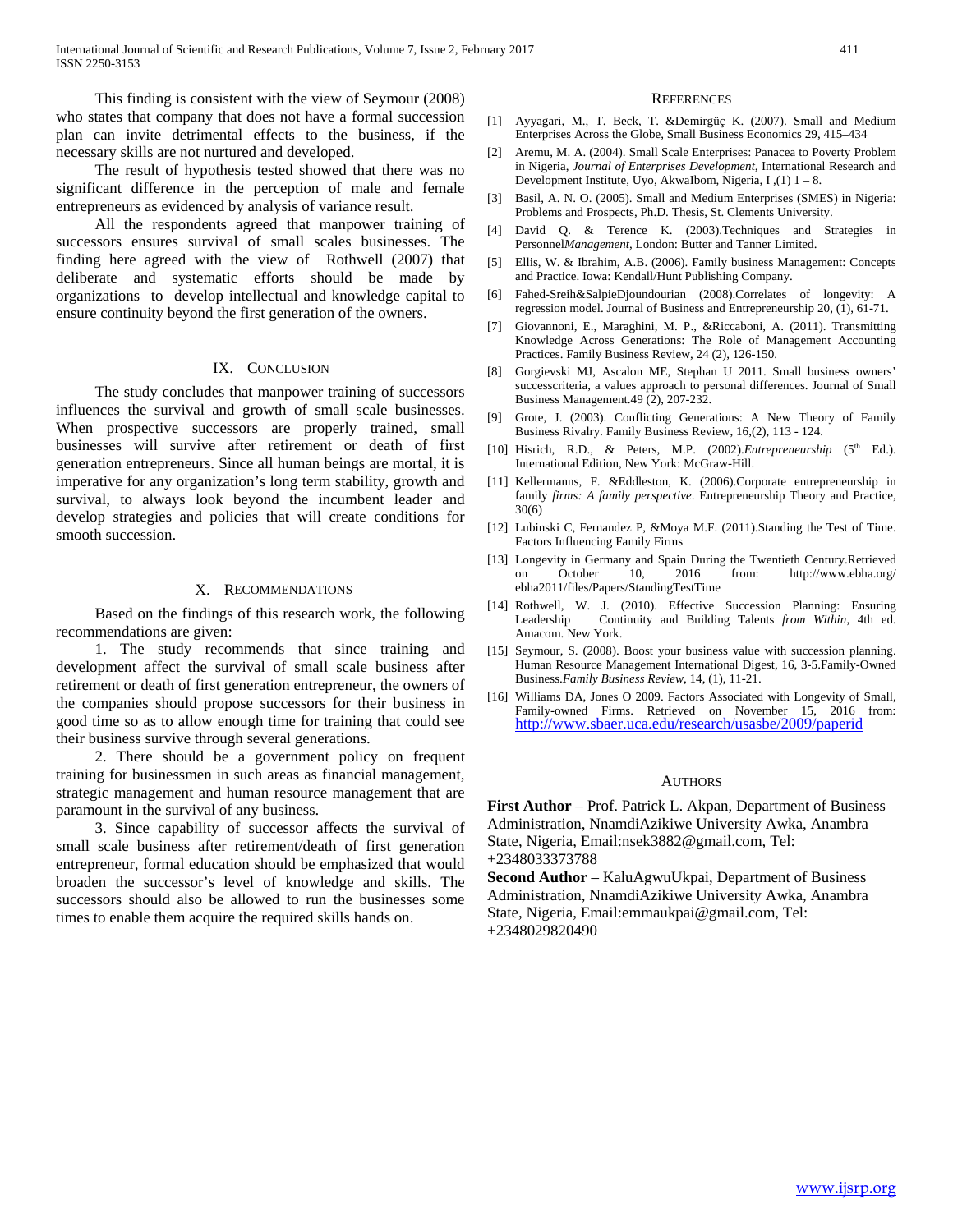This finding is consistent with the view of Seymour (2008) who states that company that does not have a formal succession plan can invite detrimental effects to the business, if the necessary skills are not nurtured and developed.

The result of hypothesis tested showed that there was no significant difference in the perception of male and female entrepreneurs as evidenced by analysis of variance result.

All the respondents agreed that manpower training of successors ensures survival of small scales businesses. The finding here agreed with the view of Rothwell (2007) that deliberate and systematic efforts should be made by organizations to develop intellectual and knowledge capital to ensure continuity beyond the first generation of the owners.

## IX. Conclusion

The study concludes that manpower training of successors influences the survival and growth of small scale businesses. When prospective successors are properly trained, small businesses will survive after retirement or death of first generation entrepreneurs. Since all human beings are mortal, it is imperative for any organization's long term stability, growth and survival, to always look beyond the incumbent leader and develop strategies and policies that will create conditions for smooth succession.

## X. Recommendations

Based on the findings of this research work, the following recommendations are given:

1. The study recommends that since training and development affect the survival of small scale business after retirement or death of first generation entrepreneur, the owners of the companies should propose successors for their business in good time so as to allow enough time for training that could see their business survive through several generations.

2. There should be a government policy on frequent training for businessmen in such areas as financial management, strategic management and human resource management that are paramount in the survival of any business.

3. Since capability of successor affects the survival of small scale business after retirement/death of first generation entrepreneur, formal education should be emphasized that would broaden the successor's level of knowledge and skills. The successors should also be allowed to run the businesses some times to enable them acquire the required skills hands on.

## References

[1] Ayyagari, M., T. Beck, T. &Demirgüç K. (2007). Small and Medium Enterprises Across the Globe, Small Business Economics 29, 415–434

[2] Aremu, M. A. (2004). Small Scale Enterprises: Panacea to Poverty Problem in Nigeria, *Journal of Enterprises Development,* International Research and Development Institute, Uyo, AkwaIbom, Nigeria, I ,(1) 1 – 8.

[3] Basil, A. N. O. (2005). Small and Medium Enterprises (SMES) in Nigeria: Problems and Prospects, Ph.D. Thesis, St. Clements University.

[4] David Q. & Terence K. (2003).Techniques and Strategies in Personnel*Management*, London: Butter and Tanner Limited.

[5] Ellis, W. & Ibrahim, A.B. (2006). Family business Management: Concepts and Practice. Iowa: Kendall/Hunt Publishing Company.

[6] Fahed-Sreih&SalpieDjoundourian (2008).Correlates of longevity: A regression model. Journal of Business and Entrepreneurship 20, (1), 61-71.

[7] Giovannoni, E., Maraghini, M. P., &Riccaboni, A. (2011). Transmitting Knowledge Across Generations: The Role of Management Accounting Practices. Family Business Review, 24 (2), 126-150.

[8] Gorgievski MJ, Ascalon ME, Stephan U 2011. Small business owners' successcriteria, a values approach to personal differences. Journal of Small Business Management.49 (2), 207-232.

[9] Grote, J. (2003). Conflicting Generations: A New Theory of Family Business Rivalry. Family Business Review, 16,(2), 113 - 124.

[10] Hisrich, R.D., & Peters, M.P. (2002).*Entrepreneurship* (5th Ed.). International Edition, New York: McGraw-Hill.

[11] Kellermanns, F. &Eddleston, K. (2006).Corporate entrepreneurship in family *firms: A family perspective*. Entrepreneurship Theory and Practice, 30(6)

[12] Lubinski C, Fernandez P, &Moya M.F. (2011).Standing the Test of Time. Factors Influencing Family Firms

[13] Longevity in Germany and Spain During the Twentieth Century.Retrieved on October 10, 2016 from: http://www.ebha.org/ebha2011/files/Papers/StandingTestTime

[14] Rothwell, W. J. (2010). Effective Succession Planning: Ensuring Leadership Continuity and Building Talents *from Within*, 4th ed. Amacom. New York.

[15] Seymour, S. (2008). Boost your business value with succession planning. Human Resource Management International Digest, 16, 3-5.Family-Owned Business.*Family Business Review*, 14, (1), 11-21.

[16] Williams DA, Jones O 2009. Factors Associated with Longevity of Small, Family-owned Firms. Retrieved on November 15, 2016 from: http://www.sbaer.uca.edu/research/usasbe/2009/paperid

## Authors

**First Author** – Prof. Patrick L. Akpan, Department of Business Administration, NnamdiAzikiwe University Awka, Anambra State, Nigeria, Email:nsek3882@gmail.com, Tel: +2348033373788

**Second Author** – KaluAgwuUkpai, Department of Business Administration, NnamdiAzikiwe University Awka, Anambra State, Nigeria, Email:emmaukpai@gmail.com, Tel: +2348029820490